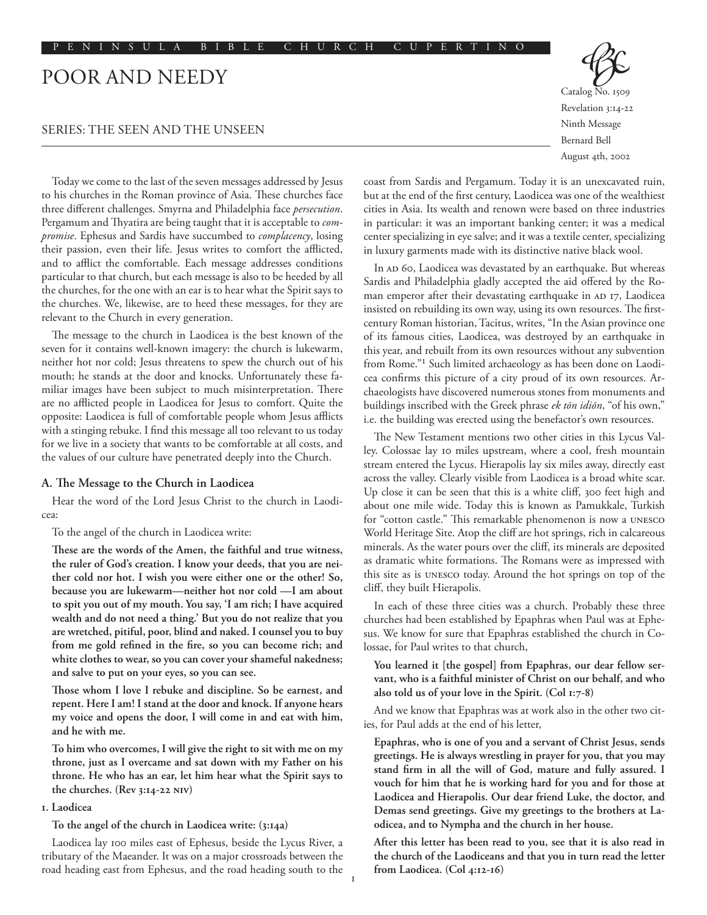PENINSULA BIBLE CHURCH CUPERTINO

# POOR AND NEEDY

## SERIES: THE SEEN AND THE UNSEEN

Catalog No. 1509
Revelation 3:14-22
Ninth Message
Bernard Bell
August 4th, 2002

Today we come to the last of the seven messages addressed by Jesus to his churches in the Roman province of Asia. These churches face three different challenges. Smyrna and Philadelphia face *persecution*. Pergamum and Thyatira are being taught that it is acceptable to *compromise*. Ephesus and Sardis have succumbed to *complacency*, losing their passion, even their life. Jesus writes to comfort the afflicted, and to afflict the comfortable. Each message addresses conditions particular to that church, but each message is also to be heeded by all the churches, for the one with an ear is to hear what the Spirit says to the churches. We, likewise, are to heed these messages, for they are relevant to the Church in every generation.

The message to the church in Laodicea is the best known of the seven for it contains well-known imagery: the church is lukewarm, neither hot nor cold; Jesus threatens to spew the church out of his mouth; he stands at the door and knocks. Unfortunately these familiar images have been subject to much misinterpretation. There are no afflicted people in Laodicea for Jesus to comfort. Quite the opposite: Laodicea is full of comfortable people whom Jesus afflicts with a stinging rebuke. I find this message all too relevant to us today for we live in a society that wants to be comfortable at all costs, and the values of our culture have penetrated deeply into the Church.

### A. The Message to the Church in Laodicea

Hear the word of the Lord Jesus Christ to the church in Laodicea:

To the angel of the church in Laodicea write:

**These are the words of the Amen, the faithful and true witness, the ruler of God's creation. I know your deeds, that you are neither cold nor hot. I wish you were either one or the other! So, because you are lukewarm—neither hot nor cold —I am about to spit you out of my mouth. You say, 'I am rich; I have acquired wealth and do not need a thing.' But you do not realize that you are wretched, pitiful, poor, blind and naked. I counsel you to buy from me gold refined in the fire, so you can become rich; and white clothes to wear, so you can cover your shameful nakedness; and salve to put on your eyes, so you can see.**

**Those whom I love I rebuke and discipline. So be earnest, and repent. Here I am! I stand at the door and knock. If anyone hears my voice and opens the door, I will come in and eat with him, and he with me.**

**To him who overcomes, I will give the right to sit with me on my throne, just as I overcame and sat down with my Father on his throne. He who has an ear, let him hear what the Spirit says to the churches. (Rev 3:14-22 NIV)**

#### 1. Laodicea

**To the angel of the church in Laodicea write: (3:14a)**

Laodicea lay 100 miles east of Ephesus, beside the Lycus River, a tributary of the Maeander. It was on a major crossroads between the road heading east from Ephesus, and the road heading south to the coast from Sardis and Pergamum. Today it is an unexcavated ruin, but at the end of the first century, Laodicea was one of the wealthiest cities in Asia. Its wealth and renown were based on three industries in particular: it was an important banking center; it was a medical center specializing in eye salve; and it was a textile center, specializing in luxury garments made with its distinctive native black wool.

In AD 60, Laodicea was devastated by an earthquake. But whereas Sardis and Philadelphia gladly accepted the aid offered by the Roman emperor after their devastating earthquake in AD 17, Laodicea insisted on rebuilding its own way, using its own resources. The first-century Roman historian, Tacitus, writes, "In the Asian province one of its famous cities, Laodicea, was destroyed by an earthquake in this year, and rebuilt from its own resources without any subvention from Rome."[1] Such limited archaeology as has been done on Laodicea confirms this picture of a city proud of its own resources. Archaeologists have discovered numerous stones from monuments and buildings inscribed with the Greek phrase *ek tôn idiôn*, "of his own," i.e. the building was erected using the benefactor's own resources.

The New Testament mentions two other cities in this Lycus Valley. Colossae lay 10 miles upstream, where a cool, fresh mountain stream entered the Lycus. Hierapolis lay six miles away, directly east across the valley. Clearly visible from Laodicea is a broad white scar. Up close it can be seen that this is a white cliff, 300 feet high and about one mile wide. Today this is known as Pamukkale, Turkish for "cotton castle." This remarkable phenomenon is now a UNESCO World Heritage Site. Atop the cliff are hot springs, rich in calcareous minerals. As the water pours over the cliff, its minerals are deposited as dramatic white formations. The Romans were as impressed with this site as is UNESCO today. Around the hot springs on top of the cliff, they built Hierapolis.

In each of these three cities was a church. Probably these three churches had been established by Epaphras when Paul was at Ephesus. We know for sure that Epaphras established the church in Colossae, for Paul writes to that church,

**You learned it [the gospel] from Epaphras, our dear fellow servant, who is a faithful minister of Christ on our behalf, and who also told us of your love in the Spirit. (Col 1:7-8)**

And we know that Epaphras was at work also in the other two cities, for Paul adds at the end of his letter,

**Epaphras, who is one of you and a servant of Christ Jesus, sends greetings. He is always wrestling in prayer for you, that you may stand firm in all the will of God, mature and fully assured. I vouch for him that he is working hard for you and for those at Laodicea and Hierapolis. Our dear friend Luke, the doctor, and Demas send greetings. Give my greetings to the brothers at Laodicea, and to Nympha and the church in her house.**

**After this letter has been read to you, see that it is also read in the church of the Laodiceans and that you in turn read the letter from Laodicea. (Col 4:12-16)**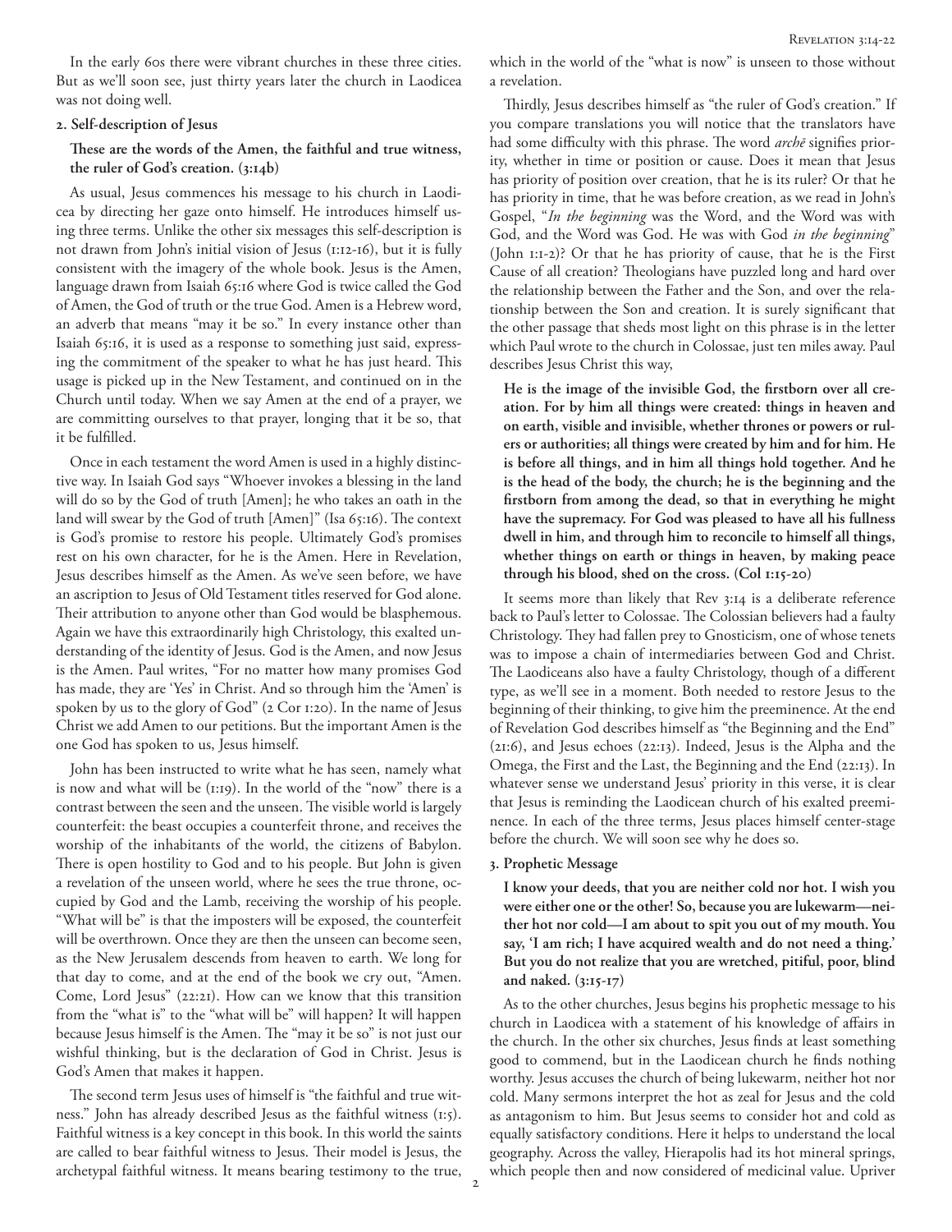In the early 60s there were vibrant churches in these three cities. But as we'll soon see, just thirty years later the church in Laodicea was not doing well.

**2. Self-description of Jesus**

**These are the words of the Amen, the faithful and true witness, the ruler of God's creation. (3:14b)**

As usual, Jesus commences his message to his church in Laodicea by directing her gaze onto himself. He introduces himself using three terms. Unlike the other six messages this self-description is not drawn from John's initial vision of Jesus (1:12-16), but it is fully consistent with the imagery of the whole book. Jesus is the Amen, language drawn from Isaiah 65:16 where God is twice called the God of Amen, the God of truth or the true God. Amen is a Hebrew word, an adverb that means "may it be so." In every instance other than Isaiah 65:16, it is used as a response to something just said, expressing the commitment of the speaker to what he has just heard. This usage is picked up in the New Testament, and continued on in the Church until today. When we say Amen at the end of a prayer, we are committing ourselves to that prayer, longing that it be so, that it be fulfilled.

Once in each testament the word Amen is used in a highly distinctive way. In Isaiah God says "Whoever invokes a blessing in the land will do so by the God of truth [Amen]; he who takes an oath in the land will swear by the God of truth [Amen]" (Isa 65:16). The context is God's promise to restore his people. Ultimately God's promises rest on his own character, for he is the Amen. Here in Revelation, Jesus describes himself as the Amen. As we've seen before, we have an ascription to Jesus of Old Testament titles reserved for God alone. Their attribution to anyone other than God would be blasphemous. Again we have this extraordinarily high Christology, this exalted understanding of the identity of Jesus. God is the Amen, and now Jesus is the Amen. Paul writes, "For no matter how many promises God has made, they are 'Yes' in Christ. And so through him the 'Amen' is spoken by us to the glory of God" (2 Cor 1:20). In the name of Jesus Christ we add Amen to our petitions. But the important Amen is the one God has spoken to us, Jesus himself.

John has been instructed to write what he has seen, namely what is now and what will be (1:19). In the world of the "now" there is a contrast between the seen and the unseen. The visible world is largely counterfeit: the beast occupies a counterfeit throne, and receives the worship of the inhabitants of the world, the citizens of Babylon. There is open hostility to God and to his people. But John is given a revelation of the unseen world, where he sees the true throne, occupied by God and the Lamb, receiving the worship of his people. "What will be" is that the imposters will be exposed, the counterfeit will be overthrown. Once they are then the unseen can become seen, as the New Jerusalem descends from heaven to earth. We long for that day to come, and at the end of the book we cry out, "Amen. Come, Lord Jesus" (22:21). How can we know that this transition from the "what is" to the "what will be" will happen? It will happen because Jesus himself is the Amen. The "may it be so" is not just our wishful thinking, but is the declaration of God in Christ. Jesus is God's Amen that makes it happen.

The second term Jesus uses of himself is "the faithful and true witness." John has already described Jesus as the faithful witness (1:5). Faithful witness is a key concept in this book. In this world the saints are called to bear faithful witness to Jesus. Their model is Jesus, the archetypal faithful witness. It means bearing testimony to the true, which in the world of the "what is now" is unseen to those without a revelation.

Thirdly, Jesus describes himself as "the ruler of God's creation." If you compare translations you will notice that the translators have had some difficulty with this phrase. The word *archē* signifies priority, whether in time or position or cause. Does it mean that Jesus has priority of position over creation, that he is its ruler? Or that he has priority in time, that he was before creation, as we read in John's Gospel, "*In the beginning* was the Word, and the Word was with God, and the Word was God. He was with God *in the beginning*" (John 1:1-2)? Or that he has priority of cause, that he is the First Cause of all creation? Theologians have puzzled long and hard over the relationship between the Father and the Son, and over the relationship between the Son and creation. It is surely significant that the other passage that sheds most light on this phrase is in the letter which Paul wrote to the church in Colossae, just ten miles away. Paul describes Jesus Christ this way,

**He is the image of the invisible God, the firstborn over all creation. For by him all things were created: things in heaven and on earth, visible and invisible, whether thrones or powers or rulers or authorities; all things were created by him and for him. He is before all things, and in him all things hold together. And he is the head of the body, the church; he is the beginning and the firstborn from among the dead, so that in everything he might have the supremacy. For God was pleased to have all his fullness dwell in him, and through him to reconcile to himself all things, whether things on earth or things in heaven, by making peace through his blood, shed on the cross. (Col 1:15-20)**

It seems more than likely that Rev 3:14 is a deliberate reference back to Paul's letter to Colossae. The Colossian believers had a faulty Christology. They had fallen prey to Gnosticism, one of whose tenets was to impose a chain of intermediaries between God and Christ. The Laodiceans also have a faulty Christology, though of a different type, as we'll see in a moment. Both needed to restore Jesus to the beginning of their thinking, to give him the preeminence. At the end of Revelation God describes himself as "the Beginning and the End" (21:6), and Jesus echoes (22:13). Indeed, Jesus is the Alpha and the Omega, the First and the Last, the Beginning and the End (22:13). In whatever sense we understand Jesus' priority in this verse, it is clear that Jesus is reminding the Laodicean church of his exalted preeminence. In each of the three terms, Jesus places himself center-stage before the church. We will soon see why he does so.

**3. Prophetic Message**

**I know your deeds, that you are neither cold nor hot. I wish you were either one or the other! So, because you are lukewarm—neither hot nor cold—I am about to spit you out of my mouth. You say, 'I am rich; I have acquired wealth and do not need a thing.' But you do not realize that you are wretched, pitiful, poor, blind and naked. (3:15-17)**

As to the other churches, Jesus begins his prophetic message to his church in Laodicea with a statement of his knowledge of affairs in the church. In the other six churches, Jesus finds at least something good to commend, but in the Laodicean church he finds nothing worthy. Jesus accuses the church of being lukewarm, neither hot nor cold. Many sermons interpret the hot as zeal for Jesus and the cold as antagonism to him. But Jesus seems to consider hot and cold as equally satisfactory conditions. Here it helps to understand the local geography. Across the valley, Hierapolis had its hot mineral springs, which people then and now considered of medicinal value. Upriver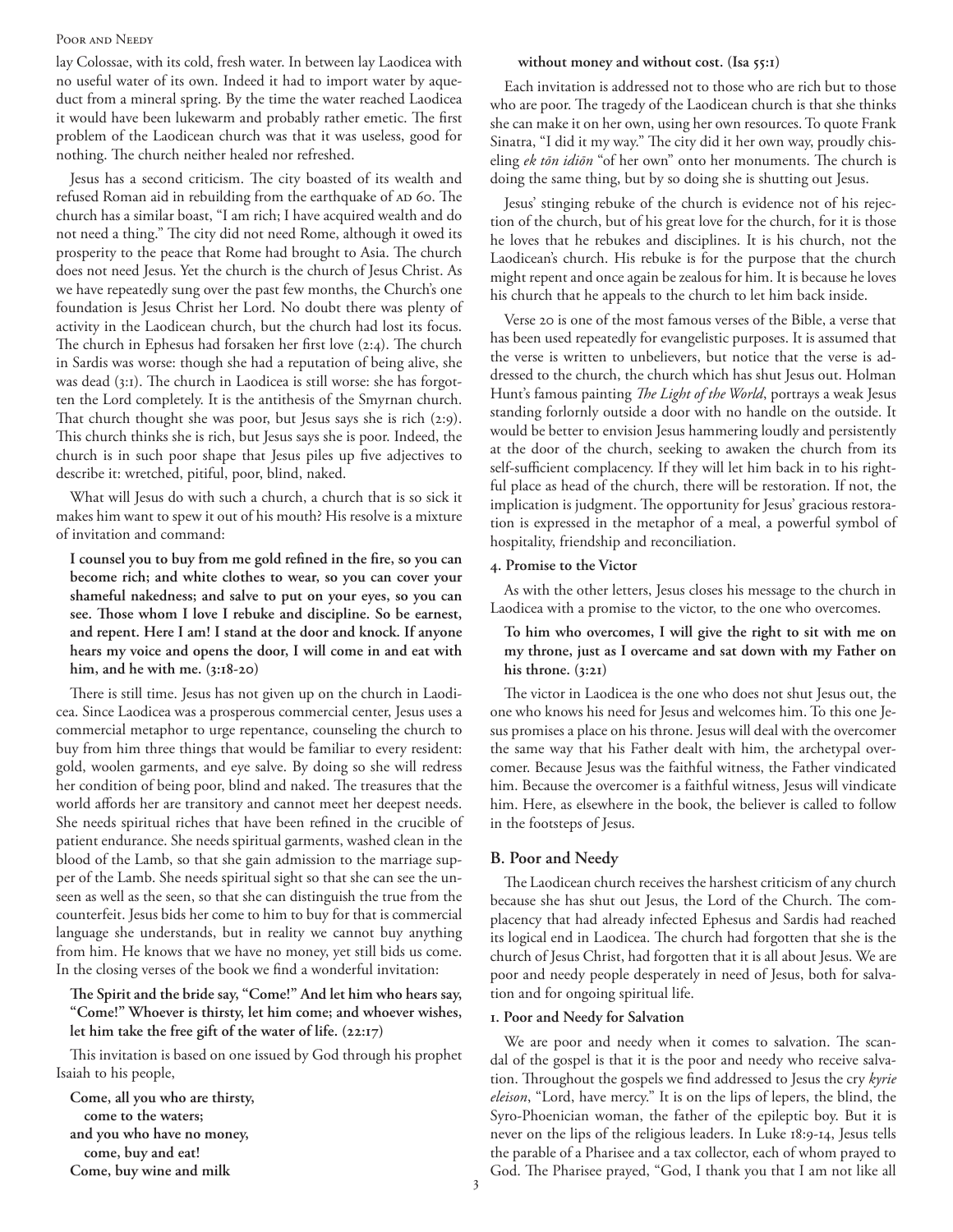lay Colossae, with its cold, fresh water. In between lay Laodicea with no useful water of its own. Indeed it had to import water by aqueduct from a mineral spring. By the time the water reached Laodicea it would have been lukewarm and probably rather emetic. The first problem of the Laodicean church was that it was useless, good for nothing. The church neither healed nor refreshed.

Jesus has a second criticism. The city boasted of its wealth and refused Roman aid in rebuilding from the earthquake of AD 60. The church has a similar boast, "I am rich; I have acquired wealth and do not need a thing." The city did not need Rome, although it owed its prosperity to the peace that Rome had brought to Asia. The church does not need Jesus. Yet the church is the church of Jesus Christ. As we have repeatedly sung over the past few months, the Church's one foundation is Jesus Christ her Lord. No doubt there was plenty of activity in the Laodicean church, but the church had lost its focus. The church in Ephesus had forsaken her first love (2:4). The church in Sardis was worse: though she had a reputation of being alive, she was dead (3:1). The church in Laodicea is still worse: she has forgotten the Lord completely. It is the antithesis of the Smyrnan church. That church thought she was poor, but Jesus says she is rich (2:9). This church thinks she is rich, but Jesus says she is poor. Indeed, the church is in such poor shape that Jesus piles up five adjectives to describe it: wretched, pitiful, poor, blind, naked.

What will Jesus do with such a church, a church that is so sick it makes him want to spew it out of his mouth? His resolve is a mixture of invitation and command:

> **I counsel you to buy from me gold refined in the fire, so you can become rich; and white clothes to wear, so you can cover your shameful nakedness; and salve to put on your eyes, so you can see. Those whom I love I rebuke and discipline. So be earnest, and repent. Here I am! I stand at the door and knock. If anyone hears my voice and opens the door, I will come in and eat with him, and he with me. (3:18-20)**

There is still time. Jesus has not given up on the church in Laodicea. Since Laodicea was a prosperous commercial center, Jesus uses a commercial metaphor to urge repentance, counseling the church to buy from him three things that would be familiar to every resident: gold, woolen garments, and eye salve. By doing so she will redress her condition of being poor, blind and naked. The treasures that the world affords her are transitory and cannot meet her deepest needs. She needs spiritual riches that have been refined in the crucible of patient endurance. She needs spiritual garments, washed clean in the blood of the Lamb, so that she gain admission to the marriage supper of the Lamb. She needs spiritual sight so that she can see the unseen as well as the seen, so that she can distinguish the true from the counterfeit. Jesus bids her come to him to buy for that is commercial language she understands, but in reality we cannot buy anything from him. He knows that we have no money, yet still bids us come. In the closing verses of the book we find a wonderful invitation:

> **The Spirit and the bride say, "Come!" And let him who hears say, "Come!" Whoever is thirsty, let him come; and whoever wishes, let him take the free gift of the water of life. (22:17)**

This invitation is based on one issued by God through his prophet Isaiah to his people,

> **Come, all you who are thirsty,**
> **come to the waters;**
> **and you who have no money,**
> **come, buy and eat!**
> **Come, buy wine and milk**
> **without money and without cost. (Isa 55:1)**

Each invitation is addressed not to those who are rich but to those who are poor. The tragedy of the Laodicean church is that she thinks she can make it on her own, using her own resources. To quote Frank Sinatra, "I did it my way." The city did it her own way, proudly chiseling *ek tōn idiōn* "of her own" onto her monuments. The church is doing the same thing, but by so doing she is shutting out Jesus.

Jesus' stinging rebuke of the church is evidence not of his rejection of the church, but of his great love for the church, for it is those he loves that he rebukes and disciplines. It is his church, not the Laodicean's church. His rebuke is for the purpose that the church might repent and once again be zealous for him. It is because he loves his church that he appeals to the church to let him back inside.

Verse 20 is one of the most famous verses of the Bible, a verse that has been used repeatedly for evangelistic purposes. It is assumed that the verse is written to unbelievers, but notice that the verse is addressed to the church, the church which has shut Jesus out. Holman Hunt's famous painting *The Light of the World*, portrays a weak Jesus standing forlornly outside a door with no handle on the outside. It would be better to envision Jesus hammering loudly and persistently at the door of the church, seeking to awaken the church from its self-sufficient complacency. If they will let him back in to his rightful place as head of the church, there will be restoration. If not, the implication is judgment. The opportunity for Jesus' gracious restoration is expressed in the metaphor of a meal, a powerful symbol of hospitality, friendship and reconciliation.

#### 4. Promise to the Victor

As with the other letters, Jesus closes his message to the church in Laodicea with a promise to the victor, to the one who overcomes.

> **To him who overcomes, I will give the right to sit with me on my throne, just as I overcame and sat down with my Father on his throne. (3:21)**

The victor in Laodicea is the one who does not shut Jesus out, the one who knows his need for Jesus and welcomes him. To this one Jesus promises a place on his throne. Jesus will deal with the overcomer the same way that his Father dealt with him, the archetypal overcomer. Because Jesus was the faithful witness, the Father vindicated him. Because the overcomer is a faithful witness, Jesus will vindicate him. Here, as elsewhere in the book, the believer is called to follow in the footsteps of Jesus.

### B. Poor and Needy

The Laodicean church receives the harshest criticism of any church because she has shut out Jesus, the Lord of the Church. The complacency that had already infected Ephesus and Sardis had reached its logical end in Laodicea. The church had forgotten that she is the church of Jesus Christ, had forgotten that it is all about Jesus. We are poor and needy people desperately in need of Jesus, both for salvation and for ongoing spiritual life.

#### 1. Poor and Needy for Salvation

We are poor and needy when it comes to salvation. The scandal of the gospel is that it is the poor and needy who receive salvation. Throughout the gospels we find addressed to Jesus the cry *kyrie eleison*, "Lord, have mercy." It is on the lips of lepers, the blind, the Syro-Phoenician woman, the father of the epileptic boy. But it is never on the lips of the religious leaders. In Luke 18:9-14, Jesus tells the parable of a Pharisee and a tax collector, each of whom prayed to God. The Pharisee prayed, "God, I thank you that I am not like all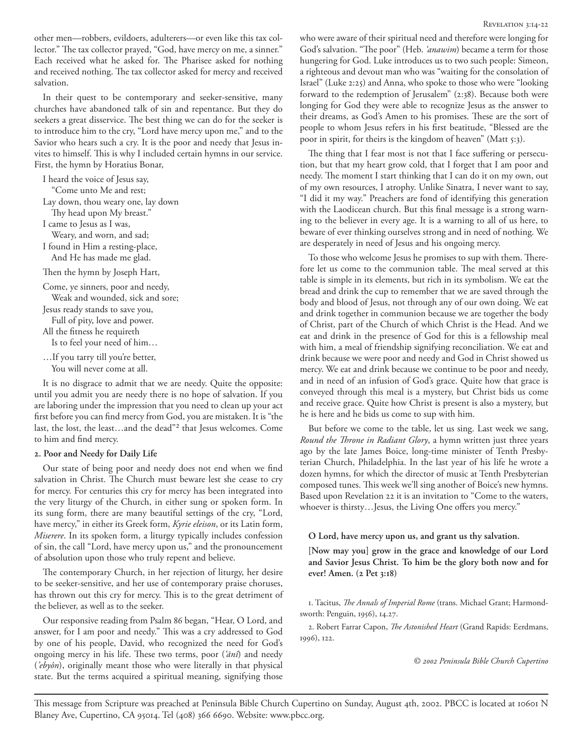other men—robbers, evildoers, adulterers—or even like this tax collector." The tax collector prayed, "God, have mercy on me, a sinner." Each received what he asked for. The Pharisee asked for nothing and received nothing. The tax collector asked for mercy and received salvation.

In their quest to be contemporary and seeker-sensitive, many churches have abandoned talk of sin and repentance. But they do seekers a great disservice. The best thing we can do for the seeker is to introduce him to the cry, "Lord have mercy upon me," and to the Savior who hears such a cry. It is the poor and needy that Jesus invites to himself. This is why I included certain hymns in our service. First, the hymn by Horatius Bonar,

> I heard the voice of Jesus say,
>   "Come unto Me and rest;
> Lay down, thou weary one, lay down
>   Thy head upon My breast."
> I came to Jesus as I was,
>   Weary, and worn, and sad;
> I found in Him a resting-place,
>   And He has made me glad.

Then the hymn by Joseph Hart,

> Come, ye sinners, poor and needy,
>   Weak and wounded, sick and sore;
> Jesus ready stands to save you,
>   Full of pity, love and power.
> All the fitness he requireth
>   Is to feel your need of him…
>
> …If you tarry till you're better,
>   You will never come at all.

It is no disgrace to admit that we are needy. Quite the opposite: until you admit you are needy there is no hope of salvation. If you are laboring under the impression that you need to clean up your act first before you can find mercy from God, you are mistaken. It is "the last, the lost, the least…and the dead"[2] that Jesus welcomes. Come to him and find mercy.

**2. Poor and Needy for Daily Life**

Our state of being poor and needy does not end when we find salvation in Christ. The Church must beware lest she cease to cry for mercy. For centuries this cry for mercy has been integrated into the very liturgy of the Church, in either sung or spoken form. In its sung form, there are many beautiful settings of the cry, "Lord, have mercy," in either its Greek form, *Kyrie eleison*, or its Latin form, *Miserere*. In its spoken form, a liturgy typically includes confession of sin, the call "Lord, have mercy upon us," and the pronouncement of absolution upon those who truly repent and believe.

The contemporary Church, in her rejection of liturgy, her desire to be seeker-sensitive, and her use of contemporary praise choruses, has thrown out this cry for mercy. This is to the great detriment of the believer, as well as to the seeker.

Our responsive reading from Psalm 86 began, "Hear, O Lord, and answer, for I am poor and needy." This was a cry addressed to God by one of his people, David, who recognized the need for God's ongoing mercy in his life. These two terms, poor (*ʿānî*) and needy (*ʾebyôn*), originally meant those who were literally in that physical state. But the terms acquired a spiritual meaning, signifying those who were aware of their spiritual need and therefore were longing for God's salvation. "The poor" (Heb. *ʿanawim*) became a term for those hungering for God. Luke introduces us to two such people: Simeon, a righteous and devout man who was "waiting for the consolation of Israel" (Luke 2:25) and Anna, who spoke to those who were "looking forward to the redemption of Jerusalem" (2:38). Because both were longing for God they were able to recognize Jesus as the answer to their dreams, as God's Amen to his promises. These are the sort of people to whom Jesus refers in his first beatitude, "Blessed are the poor in spirit, for theirs is the kingdom of heaven" (Matt 5:3).

The thing that I fear most is not that I face suffering or persecution, but that my heart grow cold, that I forget that I am poor and needy. The moment I start thinking that I can do it on my own, out of my own resources, I atrophy. Unlike Sinatra, I never want to say, "I did it my way." Preachers are fond of identifying this generation with the Laodicean church. But this final message is a strong warning to the believer in every age. It is a warning to all of us here, to beware of ever thinking ourselves strong and in need of nothing. We are desperately in need of Jesus and his ongoing mercy.

To those who welcome Jesus he promises to sup with them. Therefore let us come to the communion table. The meal served at this table is simple in its elements, but rich in its symbolism. We eat the bread and drink the cup to remember that we are saved through the body and blood of Jesus, not through any of our own doing. We eat and drink together in communion because we are together the body of Christ, part of the Church of which Christ is the Head. And we eat and drink in the presence of God for this is a fellowship meal with him, a meal of friendship signifying reconciliation. We eat and drink because we were poor and needy and God in Christ showed us mercy. We eat and drink because we continue to be poor and needy, and in need of an infusion of God's grace. Quite how that grace is conveyed through this meal is a mystery, but Christ bids us come and receive grace. Quite how Christ is present is also a mystery, but he is here and he bids us come to sup with him.

But before we come to the table, let us sing. Last week we sang, *Round the Throne in Radiant Glory*, a hymn written just three years ago by the late James Boice, long-time minister of Tenth Presbyterian Church, Philadelphia. In the last year of his life he wrote a dozen hymns, for which the director of music at Tenth Presbyterian composed tunes. This week we'll sing another of Boice's new hymns. Based upon Revelation 22 it is an invitation to "Come to the waters, whoever is thirsty…Jesus, the Living One offers you mercy."

**O Lord, have mercy upon us, and grant us thy salvation.**

**[Now may you] grow in the grace and knowledge of our Lord and Savior Jesus Christ. To him be the glory both now and for ever! Amen. (2 Pet 3:18)**

1. Tacitus, *The Annals of Imperial Rome* (trans. Michael Grant; Harmondsworth: Penguin, 1956), 14.27.

2. Robert Farrar Capon, *The Astonished Heart* (Grand Rapids: Eerdmans, 1996), 122.

*© 2002 Peninsula Bible Church Cupertino*

This message from Scripture was preached at Peninsula Bible Church Cupertino on Sunday, August 4th, 2002. PBCC is located at 10601 N Blaney Ave, Cupertino, CA 95014. Tel (408) 366 6690. Website: www.pbcc.org.